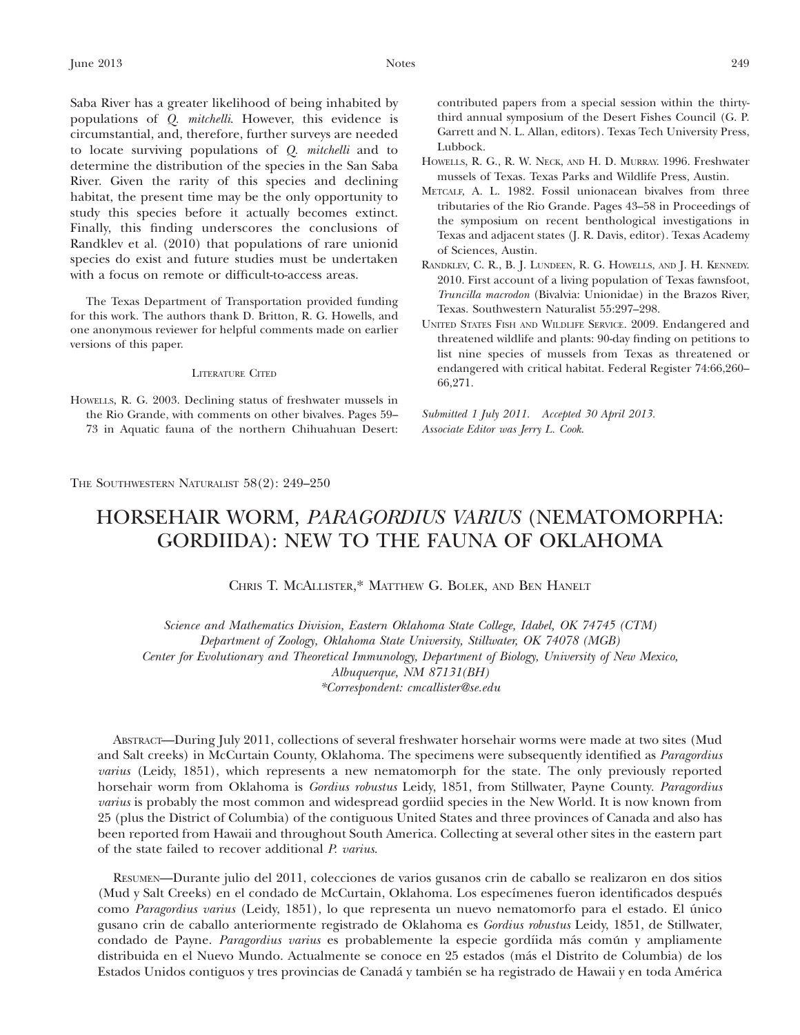Saba River has a greater likelihood of being inhabited by populations of *Q. mitchelli*. However, this evidence is circumstantial, and, therefore, further surveys are needed to locate surviving populations of *Q. mitchelli* and to determine the distribution of the species in the San Saba River. Given the rarity of this species and declining habitat, the present time may be the only opportunity to study this species before it actually becomes extinct. Finally, this finding underscores the conclusions of Randklev et al. (2010) that populations of rare unionid species do exist and future studies must be undertaken with a focus on remote or difficult-to-access areas.

The Texas Department of Transportation provided funding for this work. The authors thank D. Britton, R. G. Howells, and one anonymous reviewer for helpful comments made on earlier versions of this paper.

### Literature Cited

Howells, R. G. 2003. Declining status of freshwater mussels in the Rio Grande, with comments on other bivalves. Pages 59–73 in Aquatic fauna of the northern Chihuahuan Desert: contributed papers from a special session within the thirty-third annual symposium of the Desert Fishes Council (G. P. Garrett and N. L. Allan, editors). Texas Tech University Press, Lubbock.

Howells, R. G., R. W. Neck, and H. D. Murray. 1996. Freshwater mussels of Texas. Texas Parks and Wildlife Press, Austin.

Metcalf, A. L. 1982. Fossil unionacean bivalves from three tributaries of the Rio Grande. Pages 43–58 in Proceedings of the symposium on recent benthological investigations in Texas and adjacent states (J. R. Davis, editor). Texas Academy of Sciences, Austin.

Randklev, C. R., B. J. Lundeen, R. G. Howells, and J. H. Kennedy. 2010. First account of a living population of Texas fawnsfoot, *Truncilla macrodon* (Bivalvia: Unionidae) in the Brazos River, Texas. Southwestern Naturalist 55:297–298.

United States Fish and Wildlife Service. 2009. Endangered and threatened wildlife and plants: 90-day finding on petitions to list nine species of mussels from Texas as threatened or endangered with critical habitat. Federal Register 74:66,260–66,271.

*Submitted 1 July 2011. Accepted 30 April 2013.*
*Associate Editor was Jerry L. Cook.*

The Southwestern Naturalist 58(2): 249–250

# HORSEHAIR WORM, *PARAGORDIUS VARIUS* (NEMATOMORPHA: GORDIIDA): NEW TO THE FAUNA OF OKLAHOMA

Chris T. McAllister,* Matthew G. Bolek, and Ben Hanelt

*Science and Mathematics Division, Eastern Oklahoma State College, Idabel, OK 74745 (CTM)*
*Department of Zoology, Oklahoma State University, Stillwater, OK 74078 (MGB)*
*Center for Evolutionary and Theoretical Immunology, Department of Biology, University of New Mexico, Albuquerque, NM 87131(BH)*
*\*Correspondent: cmcallister@se.edu*

Abstract—During July 2011, collections of several freshwater horsehair worms were made at two sites (Mud and Salt creeks) in McCurtain County, Oklahoma. The specimens were subsequently identified as *Paragordius varius* (Leidy, 1851), which represents a new nematomorph for the state. The only previously reported horsehair worm from Oklahoma is *Gordius robustus* Leidy, 1851, from Stillwater, Payne County. *Paragordius varius* is probably the most common and widespread gordiid species in the New World. It is now known from 25 (plus the District of Columbia) of the contiguous United States and three provinces of Canada and also has been reported from Hawaii and throughout South America. Collecting at several other sites in the eastern part of the state failed to recover additional *P. varius*.

Resumen—Durante julio del 2011, colecciones de varios gusanos crin de caballo se realizaron en dos sitios (Mud y Salt Creeks) en el condado de McCurtain, Oklahoma. Los especímenes fueron identificados después como *Paragordius varius* (Leidy, 1851), lo que representa un nuevo nematomorfo para el estado. El único gusano crin de caballo anteriormente registrado de Oklahoma es *Gordius robustus* Leidy, 1851, de Stillwater, condado de Payne. *Paragordius varius* es probablemente la especie gordíida más común y ampliamente distribuida en el Nuevo Mundo. Actualmente se conoce en 25 estados (más el Distrito de Columbia) de los Estados Unidos contiguos y tres provincias de Canadá y también se ha registrado de Hawaii y en toda América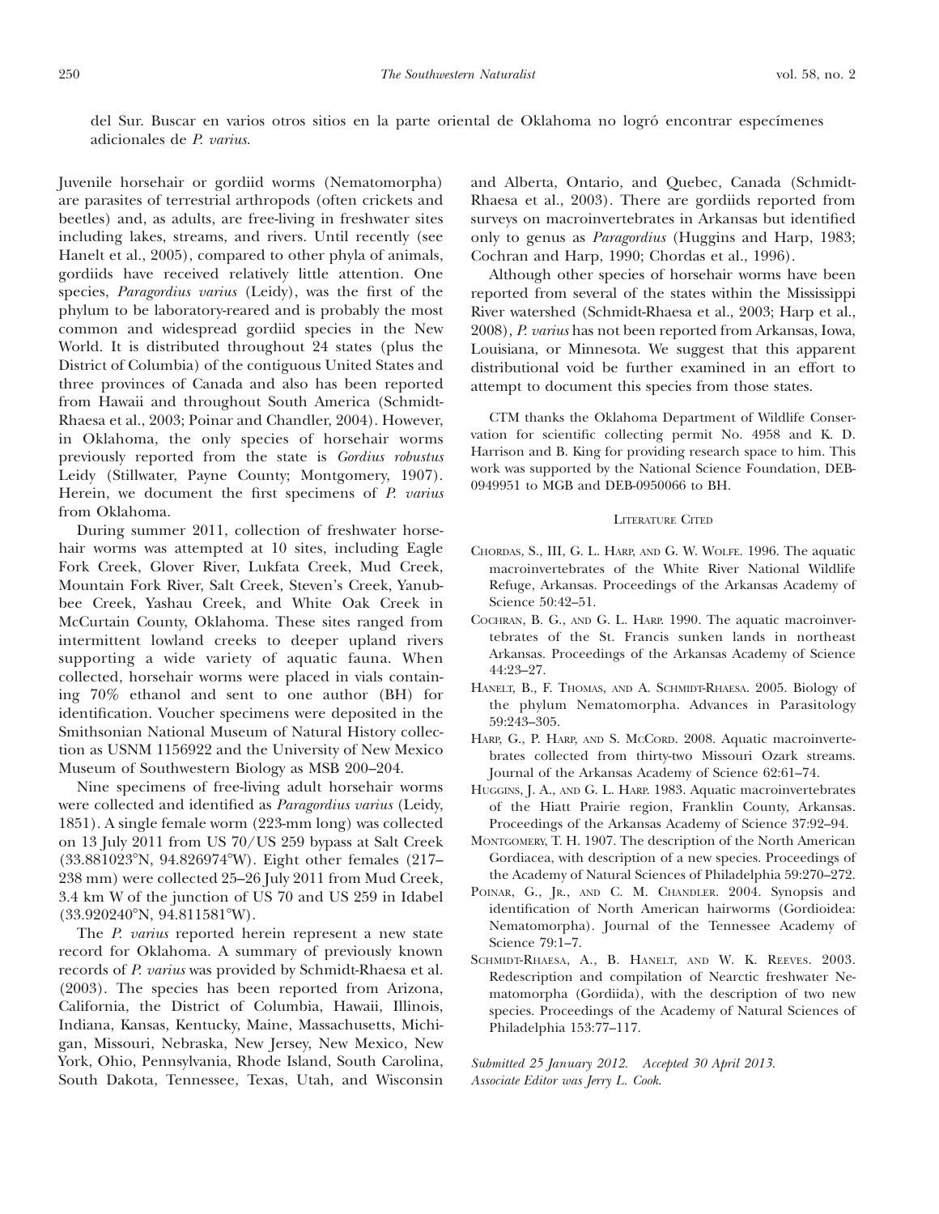del Sur. Buscar en varios otros sitios en la parte oriental de Oklahoma no logró encontrar especímenes adicionales de *P. varius*.

Juvenile horsehair or gordiid worms (Nematomorpha) are parasites of terrestrial arthropods (often crickets and beetles) and, as adults, are free-living in freshwater sites including lakes, streams, and rivers. Until recently (see Hanelt et al., 2005), compared to other phyla of animals, gordiids have received relatively little attention. One species, *Paragordius varius* (Leidy), was the first of the phylum to be laboratory-reared and is probably the most common and widespread gordiid species in the New World. It is distributed throughout 24 states (plus the District of Columbia) of the contiguous United States and three provinces of Canada and also has been reported from Hawaii and throughout South America (Schmidt-Rhaesa et al., 2003; Poinar and Chandler, 2004). However, in Oklahoma, the only species of horsehair worms previously reported from the state is *Gordius robustus* Leidy (Stillwater, Payne County; Montgomery, 1907). Herein, we document the first specimens of *P. varius* from Oklahoma.

During summer 2011, collection of freshwater horsehair worms was attempted at 10 sites, including Eagle Fork Creek, Glover River, Lukfata Creek, Mud Creek, Mountain Fork River, Salt Creek, Steven's Creek, Yanubbee Creek, Yashau Creek, and White Oak Creek in McCurtain County, Oklahoma. These sites ranged from intermittent lowland creeks to deeper upland rivers supporting a wide variety of aquatic fauna. When collected, horsehair worms were placed in vials containing 70% ethanol and sent to one author (BH) for identification. Voucher specimens were deposited in the Smithsonian National Museum of Natural History collection as USNM 1156922 and the University of New Mexico Museum of Southwestern Biology as MSB 200–204.

Nine specimens of free-living adult horsehair worms were collected and identified as *Paragordius varius* (Leidy, 1851). A single female worm (223-mm long) was collected on 13 July 2011 from US 70/US 259 bypass at Salt Creek (33.881023°N, 94.826974°W). Eight other females (217–238 mm) were collected 25–26 July 2011 from Mud Creek, 3.4 km W of the junction of US 70 and US 259 in Idabel (33.920240°N, 94.811581°W).

The *P. varius* reported herein represent a new state record for Oklahoma. A summary of previously known records of *P. varius* was provided by Schmidt-Rhaesa et al. (2003). The species has been reported from Arizona, California, the District of Columbia, Hawaii, Illinois, Indiana, Kansas, Kentucky, Maine, Massachusetts, Michigan, Missouri, Nebraska, New Jersey, New Mexico, New York, Ohio, Pennsylvania, Rhode Island, South Carolina, South Dakota, Tennessee, Texas, Utah, and Wisconsin and Alberta, Ontario, and Quebec, Canada (Schmidt-Rhaesa et al., 2003). There are gordiids reported from surveys on macroinvertebrates in Arkansas but identified only to genus as *Paragordius* (Huggins and Harp, 1983; Cochran and Harp, 1990; Chordas et al., 1996).

Although other species of horsehair worms have been reported from several of the states within the Mississippi River watershed (Schmidt-Rhaesa et al., 2003; Harp et al., 2008), *P. varius* has not been reported from Arkansas, Iowa, Louisiana, or Minnesota. We suggest that this apparent distributional void be further examined in an effort to attempt to document this species from those states.

CTM thanks the Oklahoma Department of Wildlife Conservation for scientific collecting permit No. 4958 and K. D. Harrison and B. King for providing research space to him. This work was supported by the National Science Foundation, DEB-0949951 to MGB and DEB-0950066 to BH.

## Literature Cited

Chordas, S., III, G. L. Harp, and G. W. Wolfe. 1996. The aquatic macroinvertebrates of the White River National Wildlife Refuge, Arkansas. Proceedings of the Arkansas Academy of Science 50:42–51.

Cochran, B. G., and G. L. Harp. 1990. The aquatic macroinvertebrates of the St. Francis sunken lands in northeast Arkansas. Proceedings of the Arkansas Academy of Science 44:23–27.

Hanelt, B., F. Thomas, and A. Schmidt-Rhaesa. 2005. Biology of the phylum Nematomorpha. Advances in Parasitology 59:243–305.

Harp, G., P. Harp, and S. McCord. 2008. Aquatic macroinvertebrates collected from thirty-two Missouri Ozark streams. Journal of the Arkansas Academy of Science 62:61–74.

Huggins, J. A., and G. L. Harp. 1983. Aquatic macroinvertebrates of the Hiatt Prairie region, Franklin County, Arkansas. Proceedings of the Arkansas Academy of Science 37:92–94.

Montgomery, T. H. 1907. The description of the North American Gordiacea, with description of a new species. Proceedings of the Academy of Natural Sciences of Philadelphia 59:270–272.

Poinar, G., Jr., and C. M. Chandler. 2004. Synopsis and identification of North American hairworms (Gordioidea: Nematomorpha). Journal of the Tennessee Academy of Science 79:1–7.

Schmidt-Rhaesa, A., B. Hanelt, and W. K. Reeves. 2003. Redescription and compilation of Nearctic freshwater Nematomorpha (Gordiida), with the description of two new species. Proceedings of the Academy of Natural Sciences of Philadelphia 153:77–117.

*Submitted 25 January 2012. Accepted 30 April 2013.*
*Associate Editor was Jerry L. Cook.*